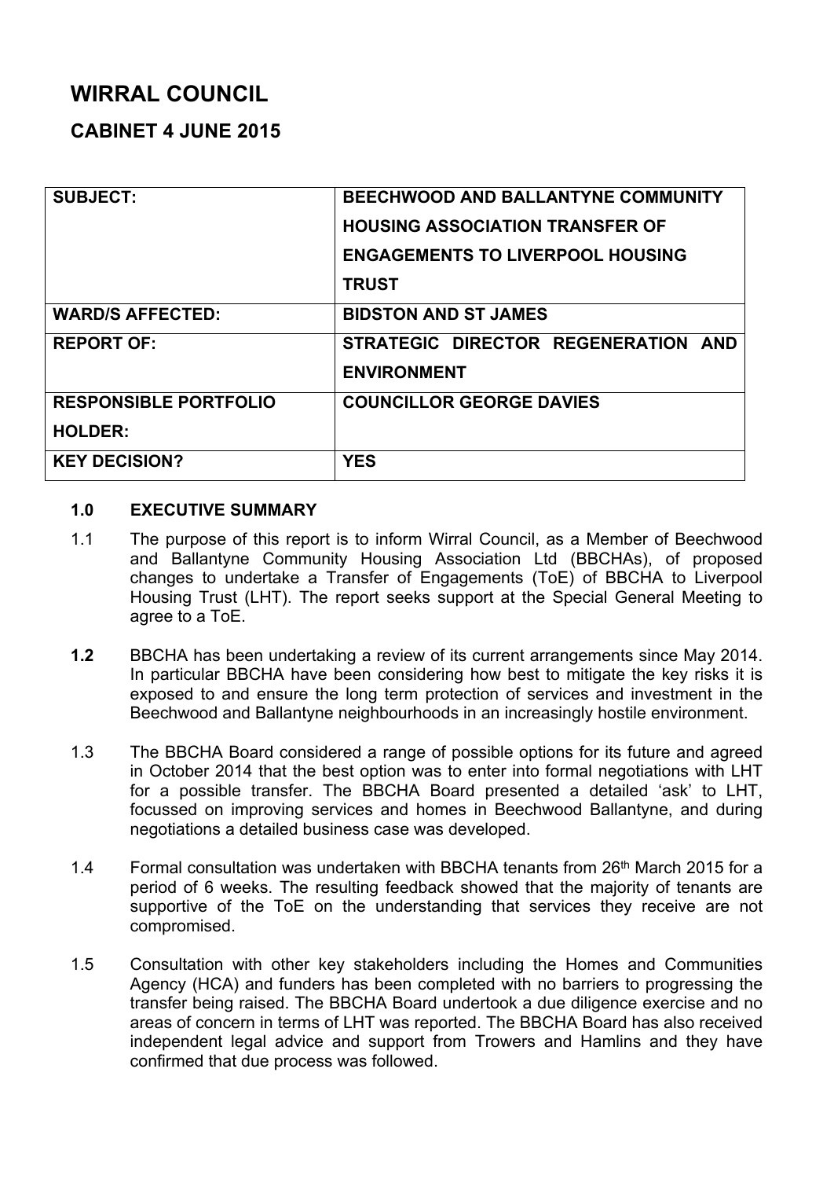# WIRRAL COUNCIL

## CABINET 4 JUNE 2015

| | |
|---|---|
| **SUBJECT:** | **BEECHWOOD AND BALLANTYNE COMMUNITY HOUSING ASSOCIATION TRANSFER OF ENGAGEMENTS TO LIVERPOOL HOUSING TRUST** |
| **WARD/S AFFECTED:** | **BIDSTON AND ST JAMES** |
| **REPORT OF:** | **STRATEGIC DIRECTOR REGENERATION AND ENVIRONMENT** |
| **RESPONSIBLE PORTFOLIO HOLDER:** | **COUNCILLOR GEORGE DAVIES** |
| **KEY DECISION?** | **YES** |

### 1.0 EXECUTIVE SUMMARY

1.1 The purpose of this report is to inform Wirral Council, as a Member of Beechwood and Ballantyne Community Housing Association Ltd (BBCHAs), of proposed changes to undertake a Transfer of Engagements (ToE) of BBCHA to Liverpool Housing Trust (LHT). The report seeks support at the Special General Meeting to agree to a ToE.

**1.2** BBCHA has been undertaking a review of its current arrangements since May 2014. In particular BBCHA have been considering how best to mitigate the key risks it is exposed to and ensure the long term protection of services and investment in the Beechwood and Ballantyne neighbourhoods in an increasingly hostile environment.

1.3 The BBCHA Board considered a range of possible options for its future and agreed in October 2014 that the best option was to enter into formal negotiations with LHT for a possible transfer. The BBCHA Board presented a detailed 'ask' to LHT, focussed on improving services and homes in Beechwood Ballantyne, and during negotiations a detailed business case was developed.

1.4 Formal consultation was undertaken with BBCHA tenants from 26th March 2015 for a period of 6 weeks. The resulting feedback showed that the majority of tenants are supportive of the ToE on the understanding that services they receive are not compromised.

1.5 Consultation with other key stakeholders including the Homes and Communities Agency (HCA) and funders has been completed with no barriers to progressing the transfer being raised. The BBCHA Board undertook a due diligence exercise and no areas of concern in terms of LHT was reported. The BBCHA Board has also received independent legal advice and support from Trowers and Hamlins and they have confirmed that due process was followed.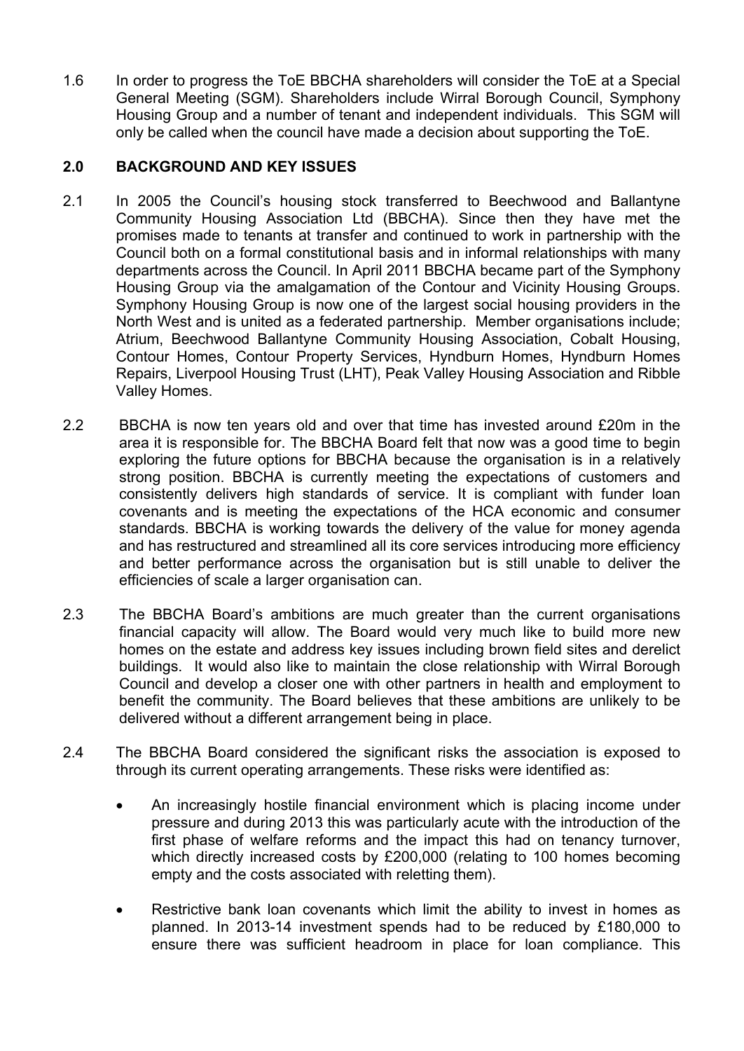1.6 In order to progress the ToE BBCHA shareholders will consider the ToE at a Special General Meeting (SGM). Shareholders include Wirral Borough Council, Symphony Housing Group and a number of tenant and independent individuals. This SGM will only be called when the council have made a decision about supporting the ToE.

## 2.0 BACKGROUND AND KEY ISSUES

2.1 In 2005 the Council's housing stock transferred to Beechwood and Ballantyne Community Housing Association Ltd (BBCHA). Since then they have met the promises made to tenants at transfer and continued to work in partnership with the Council both on a formal constitutional basis and in informal relationships with many departments across the Council. In April 2011 BBCHA became part of the Symphony Housing Group via the amalgamation of the Contour and Vicinity Housing Groups. Symphony Housing Group is now one of the largest social housing providers in the North West and is united as a federated partnership. Member organisations include; Atrium, Beechwood Ballantyne Community Housing Association, Cobalt Housing, Contour Homes, Contour Property Services, Hyndburn Homes, Hyndburn Homes Repairs, Liverpool Housing Trust (LHT), Peak Valley Housing Association and Ribble Valley Homes.

2.2 BBCHA is now ten years old and over that time has invested around £20m in the area it is responsible for. The BBCHA Board felt that now was a good time to begin exploring the future options for BBCHA because the organisation is in a relatively strong position. BBCHA is currently meeting the expectations of customers and consistently delivers high standards of service. It is compliant with funder loan covenants and is meeting the expectations of the HCA economic and consumer standards. BBCHA is working towards the delivery of the value for money agenda and has restructured and streamlined all its core services introducing more efficiency and better performance across the organisation but is still unable to deliver the efficiencies of scale a larger organisation can.

2.3 The BBCHA Board's ambitions are much greater than the current organisations financial capacity will allow. The Board would very much like to build more new homes on the estate and address key issues including brown field sites and derelict buildings. It would also like to maintain the close relationship with Wirral Borough Council and develop a closer one with other partners in health and employment to benefit the community. The Board believes that these ambitions are unlikely to be delivered without a different arrangement being in place.

2.4 The BBCHA Board considered the significant risks the association is exposed to through its current operating arrangements. These risks were identified as:

- An increasingly hostile financial environment which is placing income under pressure and during 2013 this was particularly acute with the introduction of the first phase of welfare reforms and the impact this had on tenancy turnover, which directly increased costs by £200,000 (relating to 100 homes becoming empty and the costs associated with reletting them).

- Restrictive bank loan covenants which limit the ability to invest in homes as planned. In 2013-14 investment spends had to be reduced by £180,000 to ensure there was sufficient headroom in place for loan compliance. This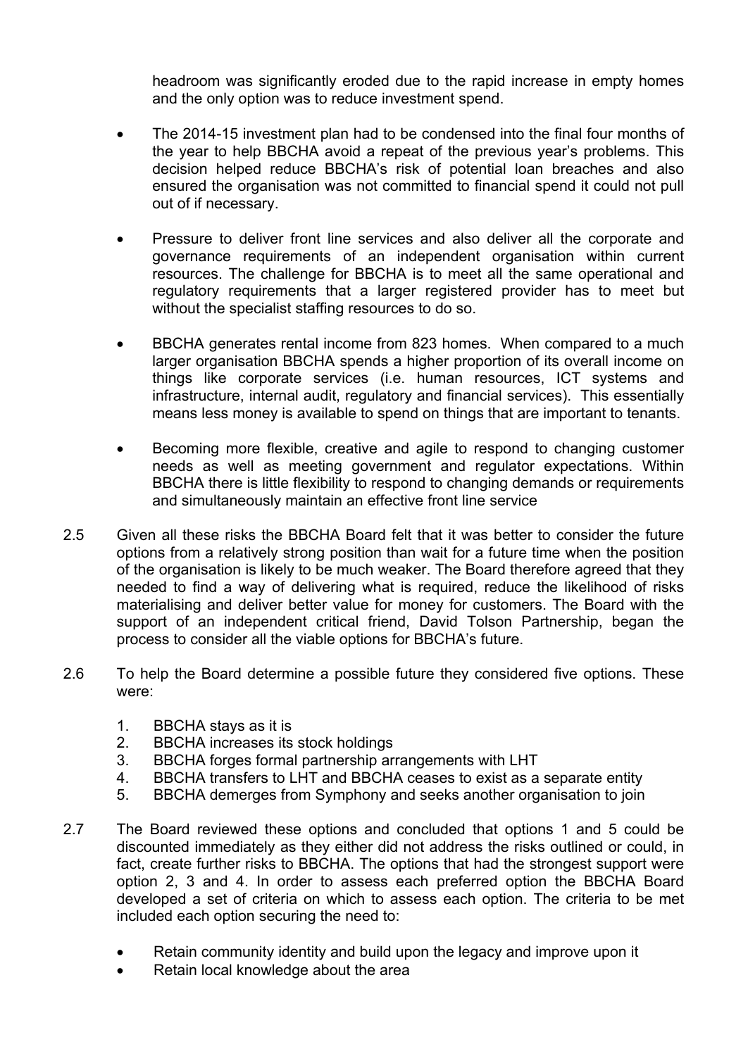headroom was significantly eroded due to the rapid increase in empty homes and the only option was to reduce investment spend.

- The 2014-15 investment plan had to be condensed into the final four months of the year to help BBCHA avoid a repeat of the previous year's problems. This decision helped reduce BBCHA's risk of potential loan breaches and also ensured the organisation was not committed to financial spend it could not pull out of if necessary.

- Pressure to deliver front line services and also deliver all the corporate and governance requirements of an independent organisation within current resources. The challenge for BBCHA is to meet all the same operational and regulatory requirements that a larger registered provider has to meet but without the specialist staffing resources to do so.

- BBCHA generates rental income from 823 homes. When compared to a much larger organisation BBCHA spends a higher proportion of its overall income on things like corporate services (i.e. human resources, ICT systems and infrastructure, internal audit, regulatory and financial services). This essentially means less money is available to spend on things that are important to tenants.

- Becoming more flexible, creative and agile to respond to changing customer needs as well as meeting government and regulator expectations. Within BBCHA there is little flexibility to respond to changing demands or requirements and simultaneously maintain an effective front line service

2.5 Given all these risks the BBCHA Board felt that it was better to consider the future options from a relatively strong position than wait for a future time when the position of the organisation is likely to be much weaker. The Board therefore agreed that they needed to find a way of delivering what is required, reduce the likelihood of risks materialising and deliver better value for money for customers. The Board with the support of an independent critical friend, David Tolson Partnership, began the process to consider all the viable options for BBCHA's future.

2.6 To help the Board determine a possible future they considered five options. These were:

1. BBCHA stays as it is
2. BBCHA increases its stock holdings
3. BBCHA forges formal partnership arrangements with LHT
4. BBCHA transfers to LHT and BBCHA ceases to exist as a separate entity
5. BBCHA demerges from Symphony and seeks another organisation to join

2.7 The Board reviewed these options and concluded that options 1 and 5 could be discounted immediately as they either did not address the risks outlined or could, in fact, create further risks to BBCHA. The options that had the strongest support were option 2, 3 and 4. In order to assess each preferred option the BBCHA Board developed a set of criteria on which to assess each option. The criteria to be met included each option securing the need to:

- Retain community identity and build upon the legacy and improve upon it
- Retain local knowledge about the area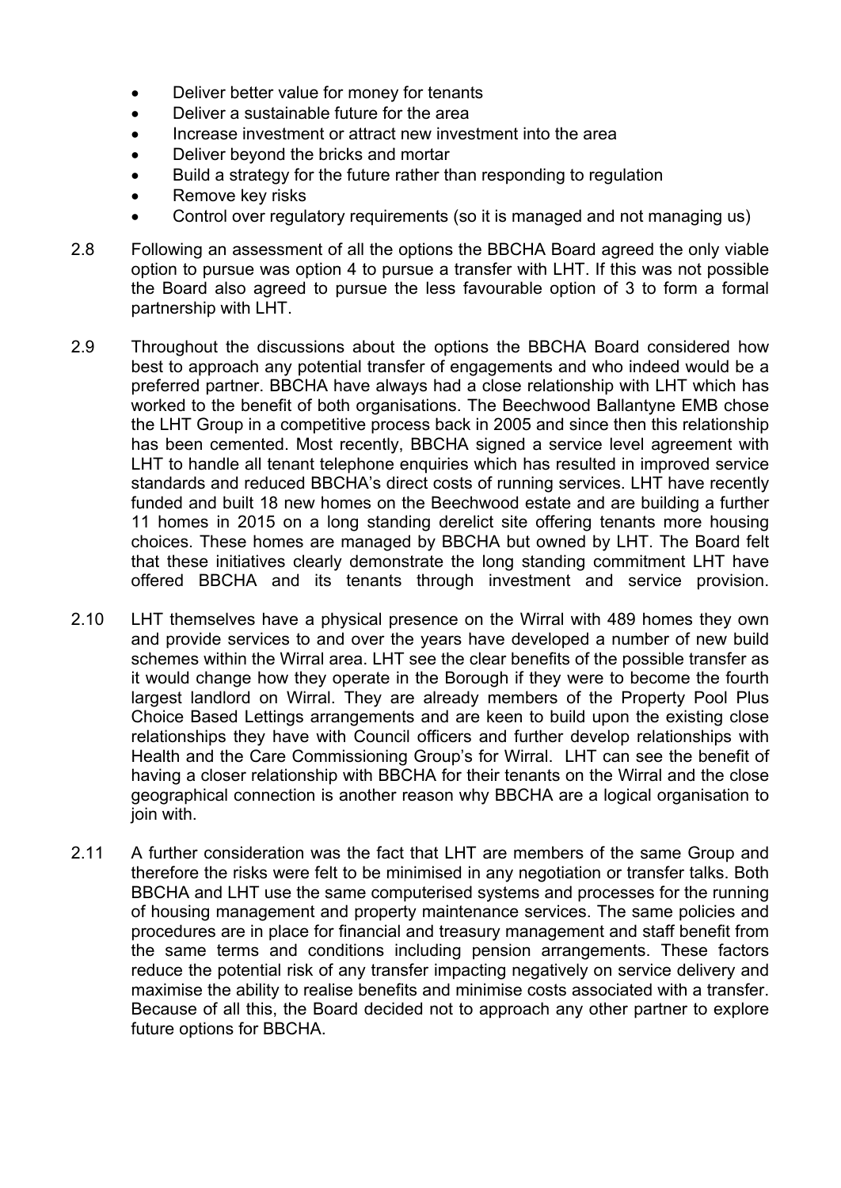- Deliver better value for money for tenants
- Deliver a sustainable future for the area
- Increase investment or attract new investment into the area
- Deliver beyond the bricks and mortar
- Build a strategy for the future rather than responding to regulation
- Remove key risks
- Control over regulatory requirements (so it is managed and not managing us)

2.8 Following an assessment of all the options the BBCHA Board agreed the only viable option to pursue was option 4 to pursue a transfer with LHT. If this was not possible the Board also agreed to pursue the less favourable option of 3 to form a formal partnership with LHT.

2.9 Throughout the discussions about the options the BBCHA Board considered how best to approach any potential transfer of engagements and who indeed would be a preferred partner. BBCHA have always had a close relationship with LHT which has worked to the benefit of both organisations. The Beechwood Ballantyne EMB chose the LHT Group in a competitive process back in 2005 and since then this relationship has been cemented. Most recently, BBCHA signed a service level agreement with LHT to handle all tenant telephone enquiries which has resulted in improved service standards and reduced BBCHA's direct costs of running services. LHT have recently funded and built 18 new homes on the Beechwood estate and are building a further 11 homes in 2015 on a long standing derelict site offering tenants more housing choices. These homes are managed by BBCHA but owned by LHT. The Board felt that these initiatives clearly demonstrate the long standing commitment LHT have offered BBCHA and its tenants through investment and service provision.

2.10 LHT themselves have a physical presence on the Wirral with 489 homes they own and provide services to and over the years have developed a number of new build schemes within the Wirral area. LHT see the clear benefits of the possible transfer as it would change how they operate in the Borough if they were to become the fourth largest landlord on Wirral. They are already members of the Property Pool Plus Choice Based Lettings arrangements and are keen to build upon the existing close relationships they have with Council officers and further develop relationships with Health and the Care Commissioning Group's for Wirral. LHT can see the benefit of having a closer relationship with BBCHA for their tenants on the Wirral and the close geographical connection is another reason why BBCHA are a logical organisation to join with.

2.11 A further consideration was the fact that LHT are members of the same Group and therefore the risks were felt to be minimised in any negotiation or transfer talks. Both BBCHA and LHT use the same computerised systems and processes for the running of housing management and property maintenance services. The same policies and procedures are in place for financial and treasury management and staff benefit from the same terms and conditions including pension arrangements. These factors reduce the potential risk of any transfer impacting negatively on service delivery and maximise the ability to realise benefits and minimise costs associated with a transfer. Because of all this, the Board decided not to approach any other partner to explore future options for BBCHA.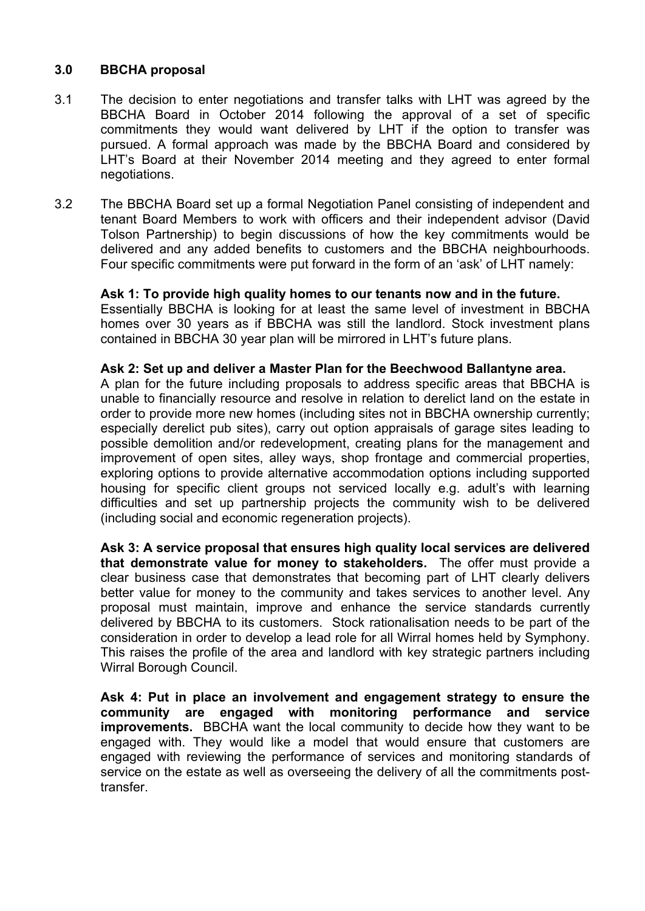## 3.0 BBCHA proposal

3.1 The decision to enter negotiations and transfer talks with LHT was agreed by the BBCHA Board in October 2014 following the approval of a set of specific commitments they would want delivered by LHT if the option to transfer was pursued. A formal approach was made by the BBCHA Board and considered by LHT's Board at their November 2014 meeting and they agreed to enter formal negotiations.

3.2 The BBCHA Board set up a formal Negotiation Panel consisting of independent and tenant Board Members to work with officers and their independent advisor (David Tolson Partnership) to begin discussions of how the key commitments would be delivered and any added benefits to customers and the BBCHA neighbourhoods. Four specific commitments were put forward in the form of an 'ask' of LHT namely:

**Ask 1: To provide high quality homes to our tenants now and in the future.** Essentially BBCHA is looking for at least the same level of investment in BBCHA homes over 30 years as if BBCHA was still the landlord. Stock investment plans contained in BBCHA 30 year plan will be mirrored in LHT's future plans.

**Ask 2: Set up and deliver a Master Plan for the Beechwood Ballantyne area.** A plan for the future including proposals to address specific areas that BBCHA is unable to financially resource and resolve in relation to derelict land on the estate in order to provide more new homes (including sites not in BBCHA ownership currently; especially derelict pub sites), carry out option appraisals of garage sites leading to possible demolition and/or redevelopment, creating plans for the management and improvement of open sites, alley ways, shop frontage and commercial properties, exploring options to provide alternative accommodation options including supported housing for specific client groups not serviced locally e.g. adult's with learning difficulties and set up partnership projects the community wish to be delivered (including social and economic regeneration projects).

**Ask 3: A service proposal that ensures high quality local services are delivered that demonstrate value for money to stakeholders.** The offer must provide a clear business case that demonstrates that becoming part of LHT clearly delivers better value for money to the community and takes services to another level. Any proposal must maintain, improve and enhance the service standards currently delivered by BBCHA to its customers. Stock rationalisation needs to be part of the consideration in order to develop a lead role for all Wirral homes held by Symphony. This raises the profile of the area and landlord with key strategic partners including Wirral Borough Council.

**Ask 4: Put in place an involvement and engagement strategy to ensure the community are engaged with monitoring performance and service improvements.** BBCHA want the local community to decide how they want to be engaged with. They would like a model that would ensure that customers are engaged with reviewing the performance of services and monitoring standards of service on the estate as well as overseeing the delivery of all the commitments post-transfer.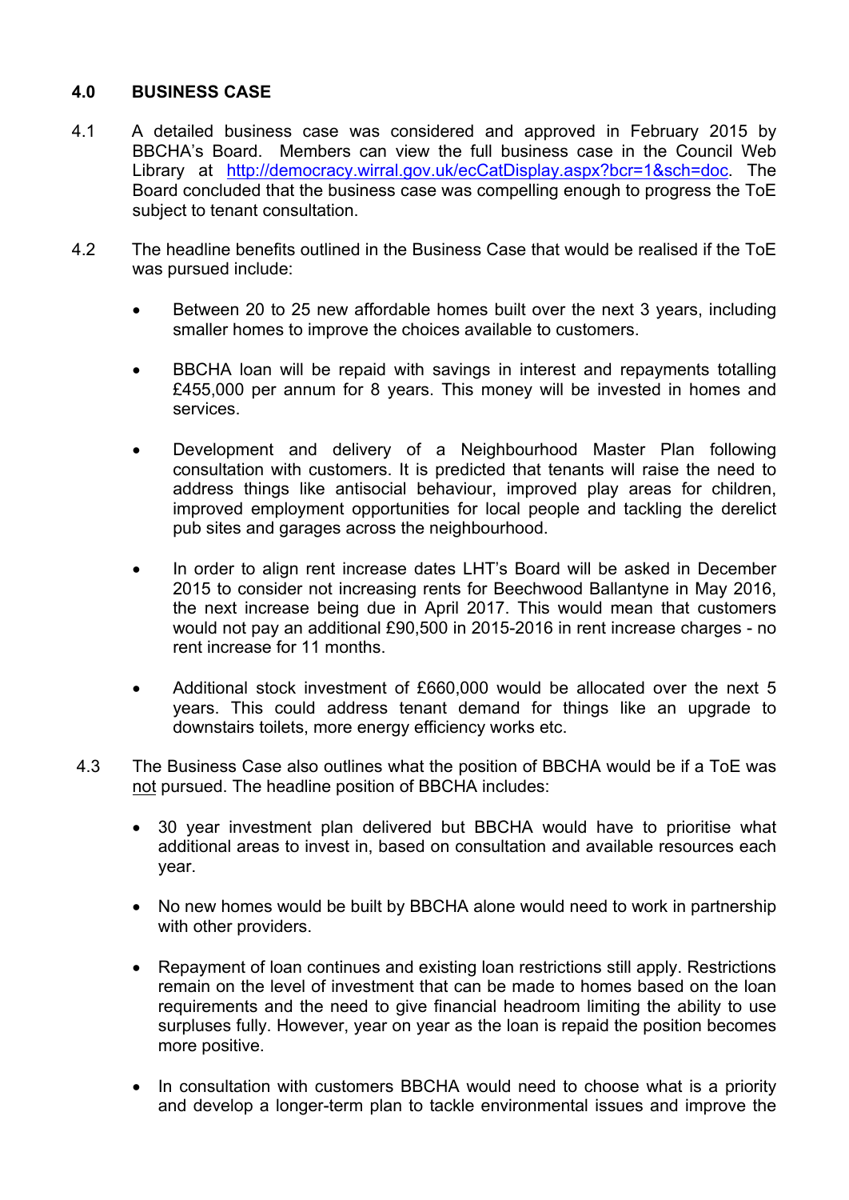## 4.0 BUSINESS CASE

4.1 A detailed business case was considered and approved in February 2015 by BBCHA's Board. Members can view the full business case in the Council Web Library at [http://democracy.wirral.gov.uk/ecCatDisplay.aspx?bcr=1&sch=doc](http://democracy.wirral.gov.uk/ecCatDisplay.aspx?bcr=1&sch=doc). The Board concluded that the business case was compelling enough to progress the ToE subject to tenant consultation.

4.2 The headline benefits outlined in the Business Case that would be realised if the ToE was pursued include:

- Between 20 to 25 new affordable homes built over the next 3 years, including smaller homes to improve the choices available to customers.
- BBCHA loan will be repaid with savings in interest and repayments totalling £455,000 per annum for 8 years. This money will be invested in homes and services.
- Development and delivery of a Neighbourhood Master Plan following consultation with customers. It is predicted that tenants will raise the need to address things like antisocial behaviour, improved play areas for children, improved employment opportunities for local people and tackling the derelict pub sites and garages across the neighbourhood.
- In order to align rent increase dates LHT's Board will be asked in December 2015 to consider not increasing rents for Beechwood Ballantyne in May 2016, the next increase being due in April 2017. This would mean that customers would not pay an additional £90,500 in 2015-2016 in rent increase charges - no rent increase for 11 months.
- Additional stock investment of £660,000 would be allocated over the next 5 years. This could address tenant demand for things like an upgrade to downstairs toilets, more energy efficiency works etc.

4.3 The Business Case also outlines what the position of BBCHA would be if a ToE was not pursued. The headline position of BBCHA includes:

- 30 year investment plan delivered but BBCHA would have to prioritise what additional areas to invest in, based on consultation and available resources each year.
- No new homes would be built by BBCHA alone would need to work in partnership with other providers.
- Repayment of loan continues and existing loan restrictions still apply. Restrictions remain on the level of investment that can be made to homes based on the loan requirements and the need to give financial headroom limiting the ability to use surpluses fully. However, year on year as the loan is repaid the position becomes more positive.
- In consultation with customers BBCHA would need to choose what is a priority and develop a longer-term plan to tackle environmental issues and improve the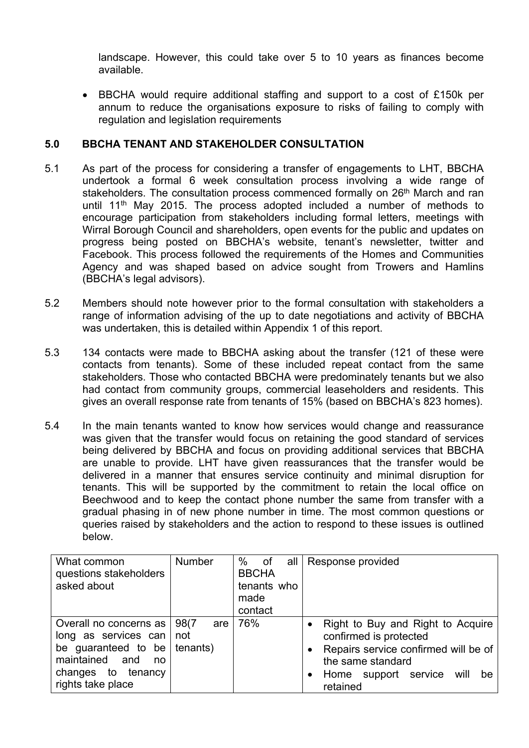landscape. However, this could take over 5 to 10 years as finances become available.

- BBCHA would require additional staffing and support to a cost of £150k per annum to reduce the organisations exposure to risks of failing to comply with regulation and legislation requirements

## 5.0 BBCHA TENANT AND STAKEHOLDER CONSULTATION

5.1 As part of the process for considering a transfer of engagements to LHT, BBCHA undertook a formal 6 week consultation process involving a wide range of stakeholders. The consultation process commenced formally on 26th March and ran until 11th May 2015. The process adopted included a number of methods to encourage participation from stakeholders including formal letters, meetings with Wirral Borough Council and shareholders, open events for the public and updates on progress being posted on BBCHA's website, tenant's newsletter, twitter and Facebook. This process followed the requirements of the Homes and Communities Agency and was shaped based on advice sought from Trowers and Hamlins (BBCHA's legal advisors).

5.2 Members should note however prior to the formal consultation with stakeholders a range of information advising of the up to date negotiations and activity of BBCHA was undertaken, this is detailed within Appendix 1 of this report.

5.3 134 contacts were made to BBCHA asking about the transfer (121 of these were contacts from tenants). Some of these included repeat contact from the same stakeholders. Those who contacted BBCHA were predominately tenants but we also had contact from community groups, commercial leaseholders and residents. This gives an overall response rate from tenants of 15% (based on BBCHA's 823 homes).

5.4 In the main tenants wanted to know how services would change and reassurance was given that the transfer would focus on retaining the good standard of services being delivered by BBCHA and focus on providing additional services that BBCHA are unable to provide. LHT have given reassurances that the transfer would be delivered in a manner that ensures service continuity and minimal disruption for tenants. This will be supported by the commitment to retain the local office on Beechwood and to keep the contact phone number the same from transfer with a gradual phasing in of new phone number in time. The most common questions or queries raised by stakeholders and the action to respond to these issues is outlined below.

| What common questions stakeholders asked about | Number | % of all BBCHA tenants who made contact | Response provided |
|---|---|---|---|
| Overall no concerns as long as services can be guaranteed to be maintained and no changes to tenancy rights take place | 98(7 are not tenants) | 76% | • Right to Buy and Right to Acquire confirmed is protected<br>• Repairs service confirmed will be of the same standard<br>• Home support service will be retained |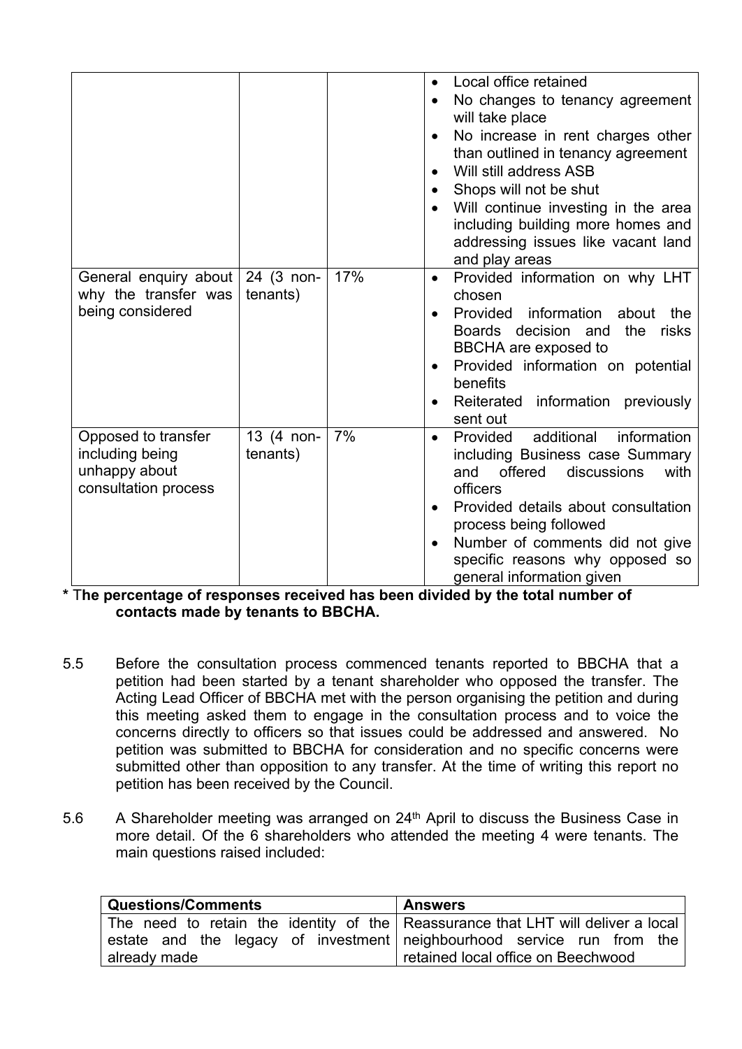| | | | |
|---|---|---|---|
| | | | • Local office retained<br>• No changes to tenancy agreement will take place<br>• No increase in rent charges other than outlined in tenancy agreement<br>• Will still address ASB<br>• Shops will not be shut<br>• Will continue investing in the area including building more homes and addressing issues like vacant land and play areas |
| General enquiry about why the transfer was being considered | 24 (3 non-tenants) | 17% | • Provided information on why LHT chosen<br>• Provided information about the Boards decision and the risks BBCHA are exposed to<br>• Provided information on potential benefits<br>• Reiterated information previously sent out |
| Opposed to transfer including being unhappy about consultation process | 13 (4 non-tenants) | 7% | • Provided additional information including Business case Summary and offered discussions with officers<br>• Provided details about consultation process being followed<br>• Number of comments did not give specific reasons why opposed so general information given |

**\* The percentage of responses received has been divided by the total number of contacts made by tenants to BBCHA.**

5.5 Before the consultation process commenced tenants reported to BBCHA that a petition had been started by a tenant shareholder who opposed the transfer. The Acting Lead Officer of BBCHA met with the person organising the petition and during this meeting asked them to engage in the consultation process and to voice the concerns directly to officers so that issues could be addressed and answered. No petition was submitted to BBCHA for consideration and no specific concerns were submitted other than opposition to any transfer. At the time of writing this report no petition has been received by the Council.

5.6 A Shareholder meeting was arranged on 24th April to discuss the Business Case in more detail. Of the 6 shareholders who attended the meeting 4 were tenants. The main questions raised included:

| Questions/Comments | Answers |
|---|---|
| The need to retain the identity of the estate and the legacy of investment already made | Reassurance that LHT will deliver a local neighbourhood service run from the retained local office on Beechwood |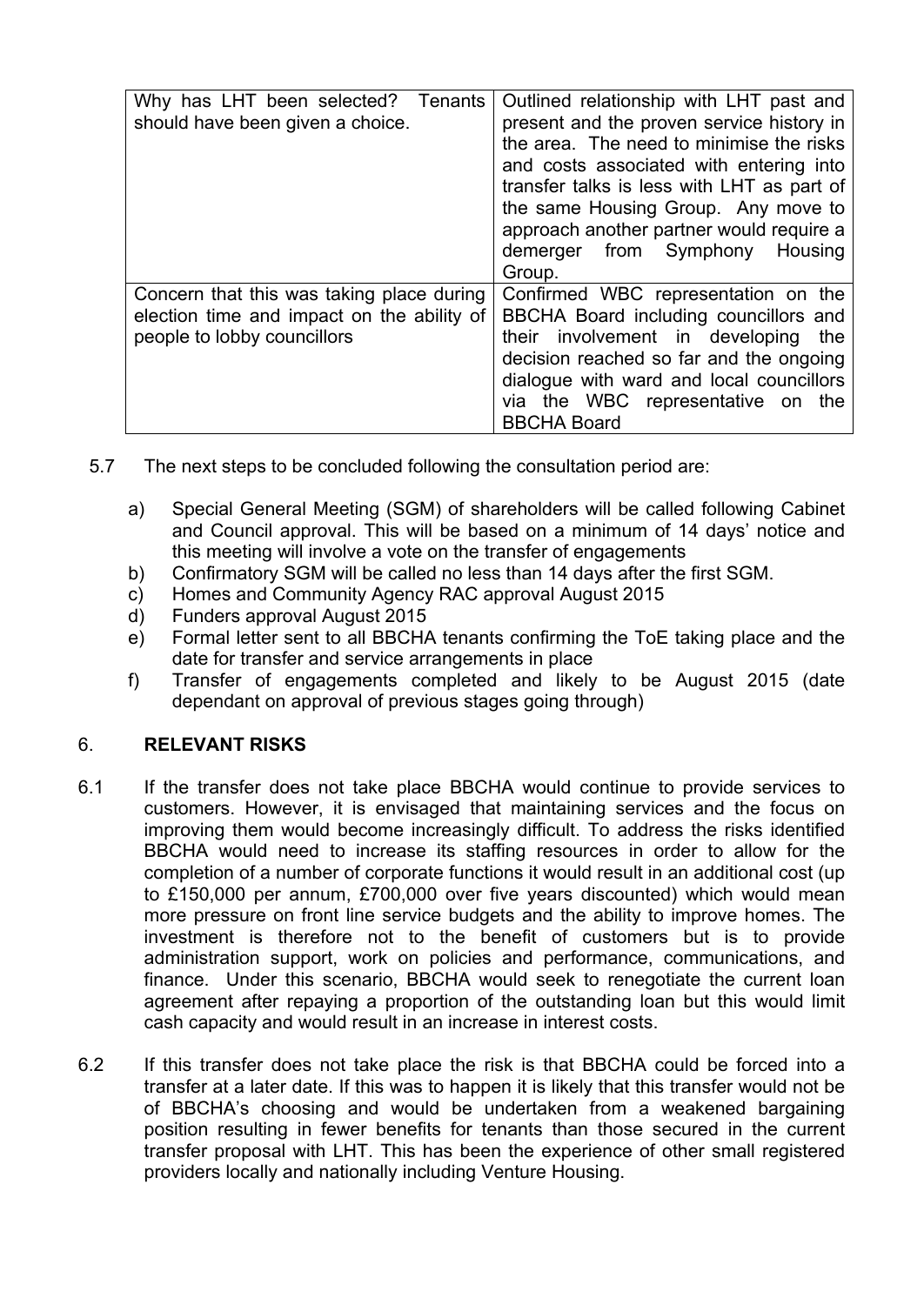| | |
|---|---|
| Why has LHT been selected? Tenants should have been given a choice. | Outlined relationship with LHT past and present and the proven service history in the area. The need to minimise the risks and costs associated with entering into transfer talks is less with LHT as part of the same Housing Group. Any move to approach another partner would require a demerger from Symphony Housing Group. |
| Concern that this was taking place during election time and impact on the ability of people to lobby councillors | Confirmed WBC representation on the BBCHA Board including councillors and their involvement in developing the decision reached so far and the ongoing dialogue with ward and local councillors via the WBC representative on the BBCHA Board |

5.7 The next steps to be concluded following the consultation period are:

a) Special General Meeting (SGM) of shareholders will be called following Cabinet and Council approval. This will be based on a minimum of 14 days' notice and this meeting will involve a vote on the transfer of engagements
b) Confirmatory SGM will be called no less than 14 days after the first SGM.
c) Homes and Community Agency RAC approval August 2015
d) Funders approval August 2015
e) Formal letter sent to all BBCHA tenants confirming the ToE taking place and the date for transfer and service arrangements in place
f) Transfer of engagements completed and likely to be August 2015 (date dependant on approval of previous stages going through)

## 6. RELEVANT RISKS

6.1 If the transfer does not take place BBCHA would continue to provide services to customers. However, it is envisaged that maintaining services and the focus on improving them would become increasingly difficult. To address the risks identified BBCHA would need to increase its staffing resources in order to allow for the completion of a number of corporate functions it would result in an additional cost (up to £150,000 per annum, £700,000 over five years discounted) which would mean more pressure on front line service budgets and the ability to improve homes. The investment is therefore not to the benefit of customers but is to provide administration support, work on policies and performance, communications, and finance. Under this scenario, BBCHA would seek to renegotiate the current loan agreement after repaying a proportion of the outstanding loan but this would limit cash capacity and would result in an increase in interest costs.

6.2 If this transfer does not take place the risk is that BBCHA could be forced into a transfer at a later date. If this was to happen it is likely that this transfer would not be of BBCHA's choosing and would be undertaken from a weakened bargaining position resulting in fewer benefits for tenants than those secured in the current transfer proposal with LHT. This has been the experience of other small registered providers locally and nationally including Venture Housing.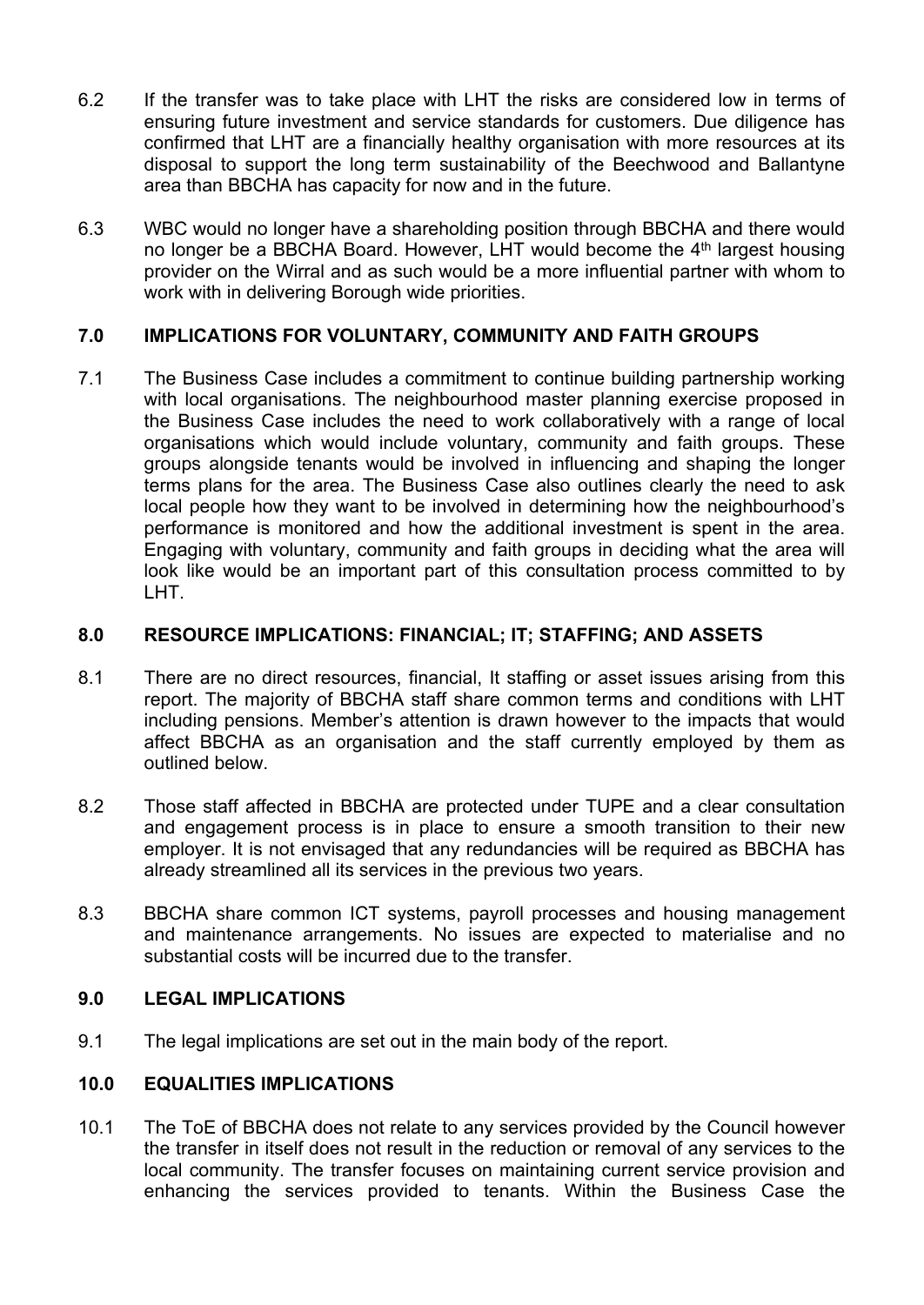6.2 If the transfer was to take place with LHT the risks are considered low in terms of ensuring future investment and service standards for customers. Due diligence has confirmed that LHT are a financially healthy organisation with more resources at its disposal to support the long term sustainability of the Beechwood and Ballantyne area than BBCHA has capacity for now and in the future.

6.3 WBC would no longer have a shareholding position through BBCHA and there would no longer be a BBCHA Board. However, LHT would become the 4th largest housing provider on the Wirral and as such would be a more influential partner with whom to work with in delivering Borough wide priorities.

## 7.0 IMPLICATIONS FOR VOLUNTARY, COMMUNITY AND FAITH GROUPS

7.1 The Business Case includes a commitment to continue building partnership working with local organisations. The neighbourhood master planning exercise proposed in the Business Case includes the need to work collaboratively with a range of local organisations which would include voluntary, community and faith groups. These groups alongside tenants would be involved in influencing and shaping the longer terms plans for the area. The Business Case also outlines clearly the need to ask local people how they want to be involved in determining how the neighbourhood's performance is monitored and how the additional investment is spent in the area. Engaging with voluntary, community and faith groups in deciding what the area will look like would be an important part of this consultation process committed to by LHT.

## 8.0 RESOURCE IMPLICATIONS: FINANCIAL; IT; STAFFING; AND ASSETS

8.1 There are no direct resources, financial, It staffing or asset issues arising from this report. The majority of BBCHA staff share common terms and conditions with LHT including pensions. Member's attention is drawn however to the impacts that would affect BBCHA as an organisation and the staff currently employed by them as outlined below.

8.2 Those staff affected in BBCHA are protected under TUPE and a clear consultation and engagement process is in place to ensure a smooth transition to their new employer. It is not envisaged that any redundancies will be required as BBCHA has already streamlined all its services in the previous two years.

8.3 BBCHA share common ICT systems, payroll processes and housing management and maintenance arrangements. No issues are expected to materialise and no substantial costs will be incurred due to the transfer.

## 9.0 LEGAL IMPLICATIONS

9.1 The legal implications are set out in the main body of the report.

## 10.0 EQUALITIES IMPLICATIONS

10.1 The ToE of BBCHA does not relate to any services provided by the Council however the transfer in itself does not result in the reduction or removal of any services to the local community. The transfer focuses on maintaining current service provision and enhancing the services provided to tenants. Within the Business Case the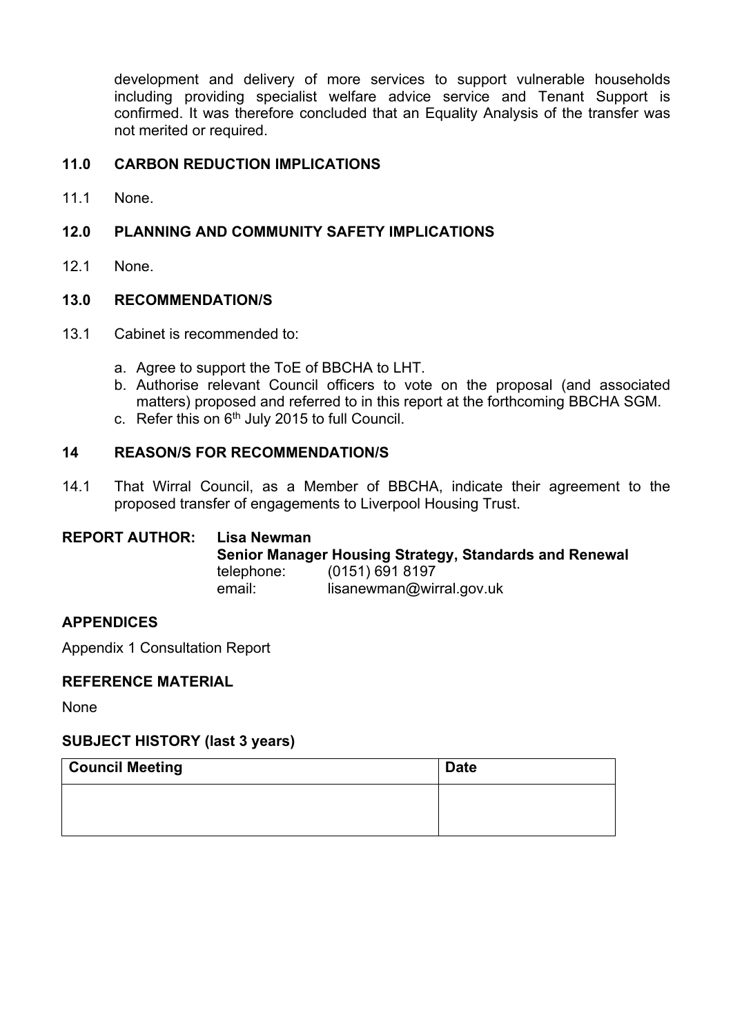development and delivery of more services to support vulnerable households including providing specialist welfare advice service and Tenant Support is confirmed. It was therefore concluded that an Equality Analysis of the transfer was not merited or required.

## 11.0 CARBON REDUCTION IMPLICATIONS

11.1 None.

## 12.0 PLANNING AND COMMUNITY SAFETY IMPLICATIONS

12.1 None.

## 13.0 RECOMMENDATION/S

13.1 Cabinet is recommended to:

a. Agree to support the ToE of BBCHA to LHT.
b. Authorise relevant Council officers to vote on the proposal (and associated matters) proposed and referred to in this report at the forthcoming BBCHA SGM.
c. Refer this on 6th July 2015 to full Council.

## 14 REASON/S FOR RECOMMENDATION/S

14.1 That Wirral Council, as a Member of BBCHA, indicate their agreement to the proposed transfer of engagements to Liverpool Housing Trust.

**REPORT AUTHOR: Lisa Newman**
**Senior Manager Housing Strategy, Standards and Renewal**
telephone: (0151) 691 8197
email: lisanewman@wirral.gov.uk

## APPENDICES

Appendix 1 Consultation Report

## REFERENCE MATERIAL

None

## SUBJECT HISTORY (last 3 years)

| Council Meeting | Date |
|---|---|
| | |